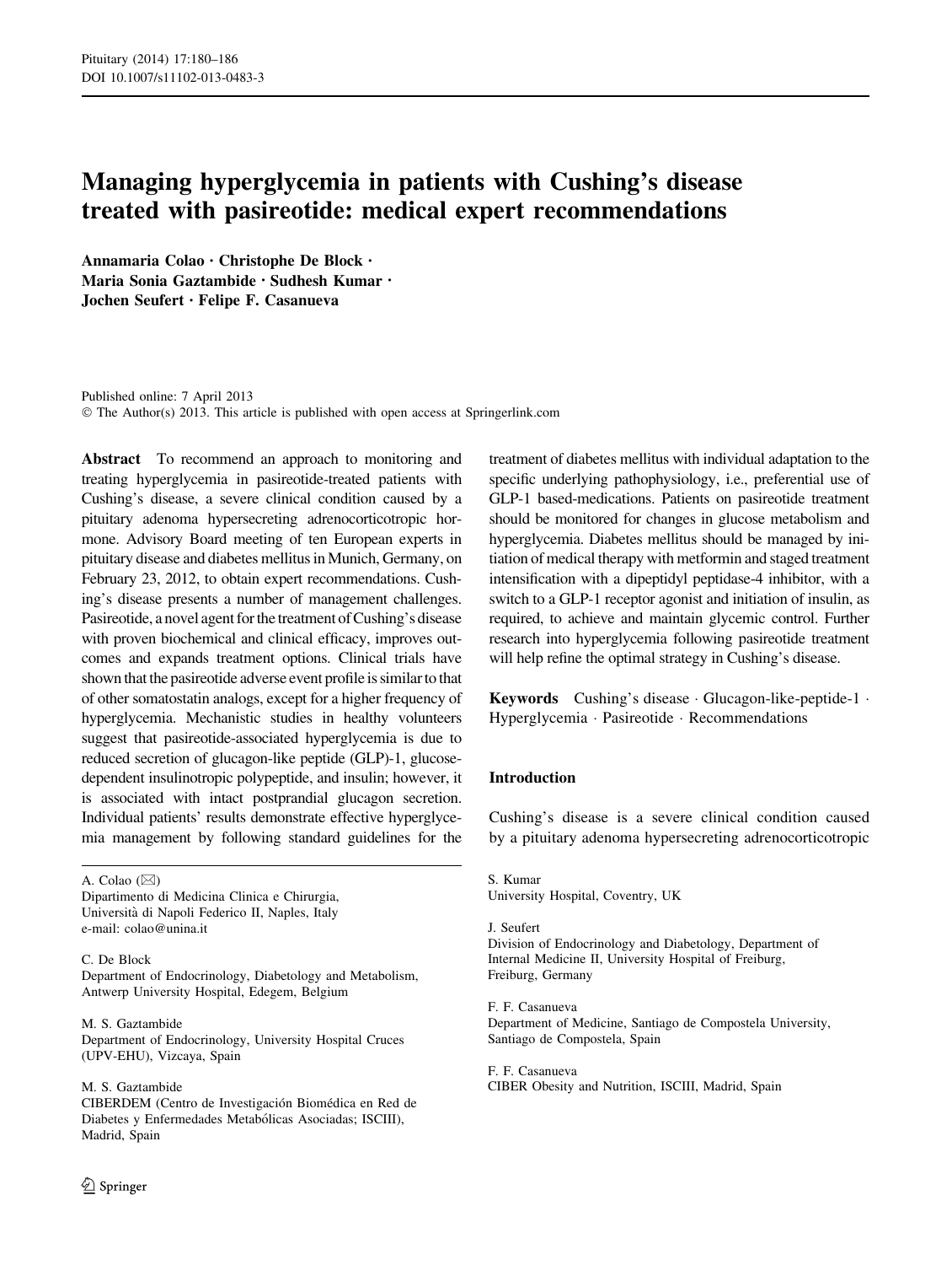# Managing hyperglycemia in patients with Cushing's disease treated with pasireotide: medical expert recommendations

Annamaria Colao · Christophe De Block · Maria Sonia Gaztambide · Sudhesh Kumar · Jochen Seufert · Felipe F. Casanueva

Published online: 7 April 2013
© The Author(s) 2013. This article is published with open access at Springerlink.com

**Abstract** To recommend an approach to monitoring and treating hyperglycemia in pasireotide-treated patients with Cushing's disease, a severe clinical condition caused by a pituitary adenoma hypersecreting adrenocorticotropic hormone. Advisory Board meeting of ten European experts in pituitary disease and diabetes mellitus in Munich, Germany, on February 23, 2012, to obtain expert recommendations. Cushing's disease presents a number of management challenges. Pasireotide, a novel agent for the treatment of Cushing's disease with proven biochemical and clinical efficacy, improves outcomes and expands treatment options. Clinical trials have shown that the pasireotide adverse event profile is similar to that of other somatostatin analogs, except for a higher frequency of hyperglycemia. Mechanistic studies in healthy volunteers suggest that pasireotide-associated hyperglycemia is due to reduced secretion of glucagon-like peptide (GLP)-1, glucose-dependent insulinotropic polypeptide, and insulin; however, it is associated with intact postprandial glucagon secretion. Individual patients' results demonstrate effective hyperglycemia management by following standard guidelines for the treatment of diabetes mellitus with individual adaptation to the specific underlying pathophysiology, i.e., preferential use of GLP-1 based-medications. Patients on pasireotide treatment should be monitored for changes in glucose metabolism and hyperglycemia. Diabetes mellitus should be managed by initiation of medical therapy with metformin and staged treatment intensification with a dipeptidyl peptidase-4 inhibitor, with a switch to a GLP-1 receptor agonist and initiation of insulin, as required, to achieve and maintain glycemic control. Further research into hyperglycemia following pasireotide treatment will help refine the optimal strategy in Cushing's disease.

**Keywords** Cushing's disease · Glucagon-like-peptide-1 · Hyperglycemia · Pasireotide · Recommendations

A. Colao (✉)
Dipartimento di Medicina Clinica e Chirurgia, Università di Napoli Federico II, Naples, Italy
e-mail: colao@unina.it

C. De Block
Department of Endocrinology, Diabetology and Metabolism, Antwerp University Hospital, Edegem, Belgium

M. S. Gaztambide
Department of Endocrinology, University Hospital Cruces (UPV-EHU), Vizcaya, Spain

M. S. Gaztambide
CIBERDEM (Centro de Investigación Biomédica en Red de Diabetes y Enfermedades Metabólicas Asociadas; ISCIII), Madrid, Spain

S. Kumar
University Hospital, Coventry, UK

J. Seufert
Division of Endocrinology and Diabetology, Department of Internal Medicine II, University Hospital of Freiburg, Freiburg, Germany

F. F. Casanueva
Department of Medicine, Santiago de Compostela University, Santiago de Compostela, Spain

F. F. Casanueva
CIBER Obesity and Nutrition, ISCIII, Madrid, Spain

## Introduction

Cushing's disease is a severe clinical condition caused by a pituitary adenoma hypersecreting adrenocorticotropic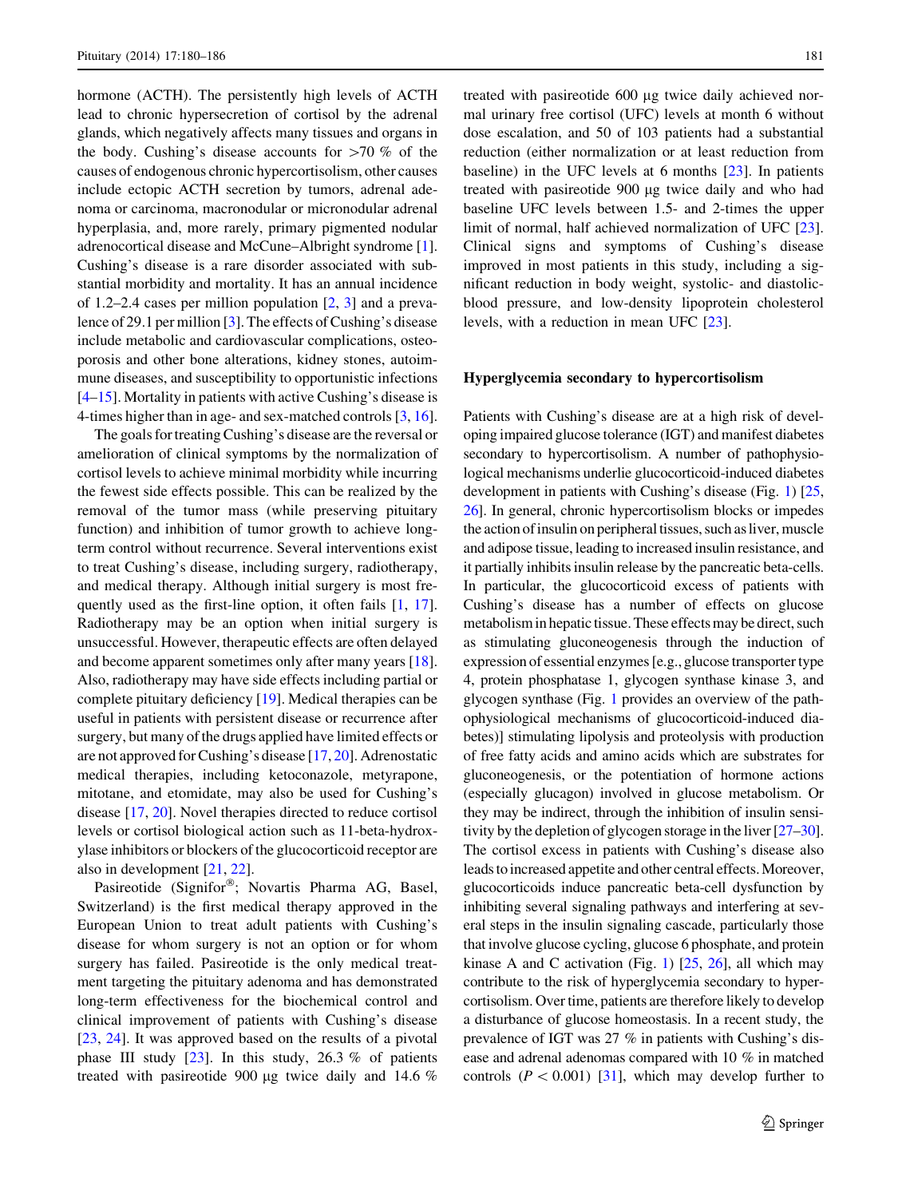hormone (ACTH). The persistently high levels of ACTH lead to chronic hypersecretion of cortisol by the adrenal glands, which negatively affects many tissues and organs in the body. Cushing's disease accounts for >70 % of the causes of endogenous chronic hypercortisolism, other causes include ectopic ACTH secretion by tumors, adrenal adenoma or carcinoma, macronodular or micronodular adrenal hyperplasia, and, more rarely, primary pigmented nodular adrenocortical disease and McCune–Albright syndrome [1]. Cushing's disease is a rare disorder associated with substantial morbidity and mortality. It has an annual incidence of 1.2–2.4 cases per million population [2, 3] and a prevalence of 29.1 per million [3]. The effects of Cushing's disease include metabolic and cardiovascular complications, osteoporosis and other bone alterations, kidney stones, autoimmune diseases, and susceptibility to opportunistic infections [4–15]. Mortality in patients with active Cushing's disease is 4-times higher than in age- and sex-matched controls [3, 16].

The goals for treating Cushing's disease are the reversal or amelioration of clinical symptoms by the normalization of cortisol levels to achieve minimal morbidity while incurring the fewest side effects possible. This can be realized by the removal of the tumor mass (while preserving pituitary function) and inhibition of tumor growth to achieve long-term control without recurrence. Several interventions exist to treat Cushing's disease, including surgery, radiotherapy, and medical therapy. Although initial surgery is most frequently used as the first-line option, it often fails [1, 17]. Radiotherapy may be an option when initial surgery is unsuccessful. However, therapeutic effects are often delayed and become apparent sometimes only after many years [18]. Also, radiotherapy may have side effects including partial or complete pituitary deficiency [19]. Medical therapies can be useful in patients with persistent disease or recurrence after surgery, but many of the drugs applied have limited effects or are not approved for Cushing's disease [17, 20]. Adrenostatic medical therapies, including ketoconazole, metyrapone, mitotane, and etomidate, may also be used for Cushing's disease [17, 20]. Novel therapies directed to reduce cortisol levels or cortisol biological action such as 11-beta-hydroxylase inhibitors or blockers of the glucocorticoid receptor are also in development [21, 22].

Pasireotide (Signifor®; Novartis Pharma AG, Basel, Switzerland) is the first medical therapy approved in the European Union to treat adult patients with Cushing's disease for whom surgery is not an option or for whom surgery has failed. Pasireotide is the only medical treatment targeting the pituitary adenoma and has demonstrated long-term effectiveness for the biochemical control and clinical improvement of patients with Cushing's disease [23, 24]. It was approved based on the results of a pivotal phase III study [23]. In this study, 26.3 % of patients treated with pasireotide 900 µg twice daily and 14.6 % treated with pasireotide 600 µg twice daily achieved normal urinary free cortisol (UFC) levels at month 6 without dose escalation, and 50 of 103 patients had a substantial reduction (either normalization or at least reduction from baseline) in the UFC levels at 6 months [23]. In patients treated with pasireotide 900 µg twice daily and who had baseline UFC levels between 1.5- and 2-times the upper limit of normal, half achieved normalization of UFC [23]. Clinical signs and symptoms of Cushing's disease improved in most patients in this study, including a significant reduction in body weight, systolic- and diastolic-blood pressure, and low-density lipoprotein cholesterol levels, with a reduction in mean UFC [23].

## Hyperglycemia secondary to hypercortisolism

Patients with Cushing's disease are at a high risk of developing impaired glucose tolerance (IGT) and manifest diabetes secondary to hypercortisolism. A number of pathophysiological mechanisms underlie glucocorticoid-induced diabetes development in patients with Cushing's disease (Fig. 1) [25, 26]. In general, chronic hypercortisolism blocks or impedes the action of insulin on peripheral tissues, such as liver, muscle and adipose tissue, leading to increased insulin resistance, and it partially inhibits insulin release by the pancreatic beta-cells. In particular, the glucocorticoid excess of patients with Cushing's disease has a number of effects on glucose metabolism in hepatic tissue. These effects may be direct, such as stimulating gluconeogenesis through the induction of expression of essential enzymes [e.g., glucose transporter type 4, protein phosphatase 1, glycogen synthase kinase 3, and glycogen synthase (Fig. 1 provides an overview of the pathophysiological mechanisms of glucocorticoid-induced diabetes)] stimulating lipolysis and proteolysis with production of free fatty acids and amino acids which are substrates for gluconeogenesis, or the potentiation of hormone actions (especially glucagon) involved in glucose metabolism. Or they may be indirect, through the inhibition of insulin sensitivity by the depletion of glycogen storage in the liver [27–30]. The cortisol excess in patients with Cushing's disease also leads to increased appetite and other central effects. Moreover, glucocorticoids induce pancreatic beta-cell dysfunction by inhibiting several signaling pathways and interfering at several steps in the insulin signaling cascade, particularly those that involve glucose cycling, glucose 6 phosphate, and protein kinase A and C activation (Fig. 1) [25, 26], all which may contribute to the risk of hyperglycemia secondary to hypercortisolism. Over time, patients are therefore likely to develop a disturbance of glucose homeostasis. In a recent study, the prevalence of IGT was 27 % in patients with Cushing's disease and adrenal adenomas compared with 10 % in matched controls ($P < 0.001$) [31], which may develop further to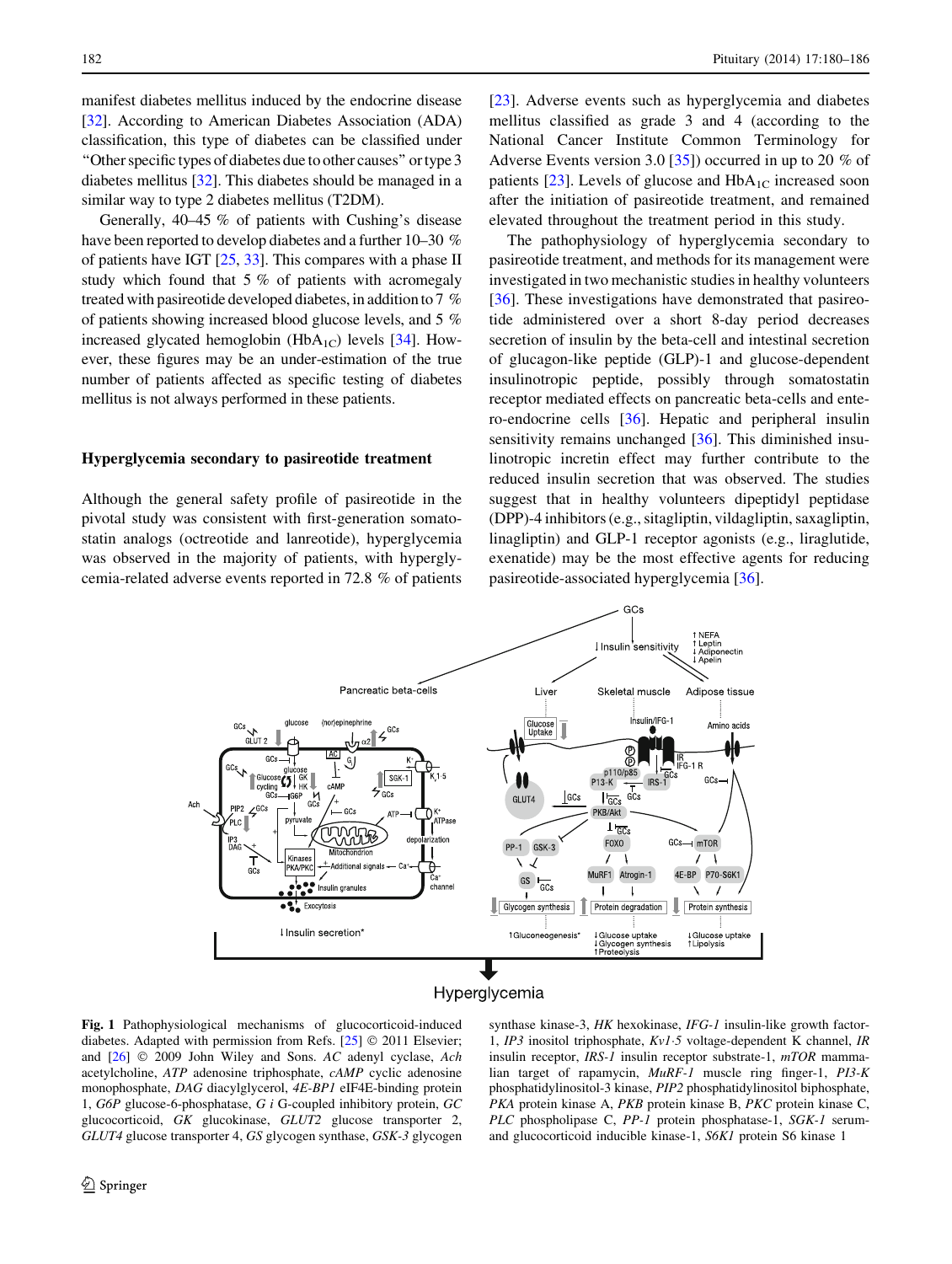manifest diabetes mellitus induced by the endocrine disease [32]. According to American Diabetes Association (ADA) classification, this type of diabetes can be classified under "Other specific types of diabetes due to other causes" or type 3 diabetes mellitus [32]. This diabetes should be managed in a similar way to type 2 diabetes mellitus (T2DM).

Generally, 40–45 % of patients with Cushing's disease have been reported to develop diabetes and a further 10–30 % of patients have IGT [25, 33]. This compares with a phase II study which found that 5 % of patients with acromegaly treated with pasireotide developed diabetes, in addition to 7 % of patients showing increased blood glucose levels, and 5 % increased glycated hemoglobin ($HbA_{1C}$) levels [34]. However, these figures may be an under-estimation of the true number of patients affected as specific testing of diabetes mellitus is not always performed in these patients.

### Hyperglycemia secondary to pasireotide treatment

Although the general safety profile of pasireotide in the pivotal study was consistent with first-generation somatostatin analogs (octreotide and lanreotide), hyperglycemia was observed in the majority of patients, with hyperglycemia-related adverse events reported in 72.8 % of patients [23]. Adverse events such as hyperglycemia and diabetes mellitus classified as grade 3 and 4 (according to the National Cancer Institute Common Terminology for Adverse Events version 3.0 [35]) occurred in up to 20 % of patients [23]. Levels of glucose and $HbA_{1C}$ increased soon after the initiation of pasireotide treatment, and remained elevated throughout the treatment period in this study.

The pathophysiology of hyperglycemia secondary to pasireotide treatment, and methods for its management were investigated in two mechanistic studies in healthy volunteers [36]. These investigations have demonstrated that pasireotide administered over a short 8-day period decreases secretion of insulin by the beta-cell and intestinal secretion of glucagon-like peptide (GLP)-1 and glucose-dependent insulinotropic peptide, possibly through somatostatin receptor mediated effects on pancreatic beta-cells and entero-endocrine cells [36]. Hepatic and peripheral insulin sensitivity remains unchanged [36]. This diminished insulinotropic incretin effect may further contribute to the reduced insulin secretion that was observed. The studies suggest that in healthy volunteers dipeptidyl peptidase (DPP)-4 inhibitors (e.g., sitagliptin, vildagliptin, saxagliptin, linagliptin) and GLP-1 receptor agonists (e.g., liraglutide, exenatide) may be the most effective agents for reducing pasireotide-associated hyperglycemia [36].

**Fig. 1** Pathophysiological mechanisms of glucocorticoid-induced diabetes. Adapted with permission from Refs. [25] © 2011 Elsevier; and [26] © 2009 John Wiley and Sons. *AC* adenyl cyclase, *Ach* acetylcholine, *ATP* adenosine triphosphate, *cAMP* cyclic adenosine monophosphate, *DAG* diacylglycerol, *4E-BP1* eIF4E-binding protein 1, *G6P* glucose-6-phosphatase, *G i* G-coupled inhibitory protein, *GC* glucocorticoid, *GK* glucokinase, *GLUT2* glucose transporter 2, *GLUT4* glucose transporter 4, *GS* glycogen synthase, *GSK-3* glycogen synthase kinase-3, *HK* hexokinase, *IFG-1* insulin-like growth factor-1, *IP3* inositol triphosphate, *Kv1·5* voltage-dependent K channel, *IR* insulin receptor, *IRS-1* insulin receptor substrate-1, *mTOR* mammalian target of rapamycin, *MuRF-1* muscle ring finger-1, *PI3-K* phosphatidylinositol-3 kinase, *PIP2* phosphatidylinositol biphosphate, *PKA* protein kinase A, *PKB* protein kinase B, *PKC* protein kinase C, *PLC* phospholipase C, *PP-1* protein phosphatase-1, *SGK-1* serum- and glucocorticoid inducible kinase-1, *S6K1* protein S6 kinase 1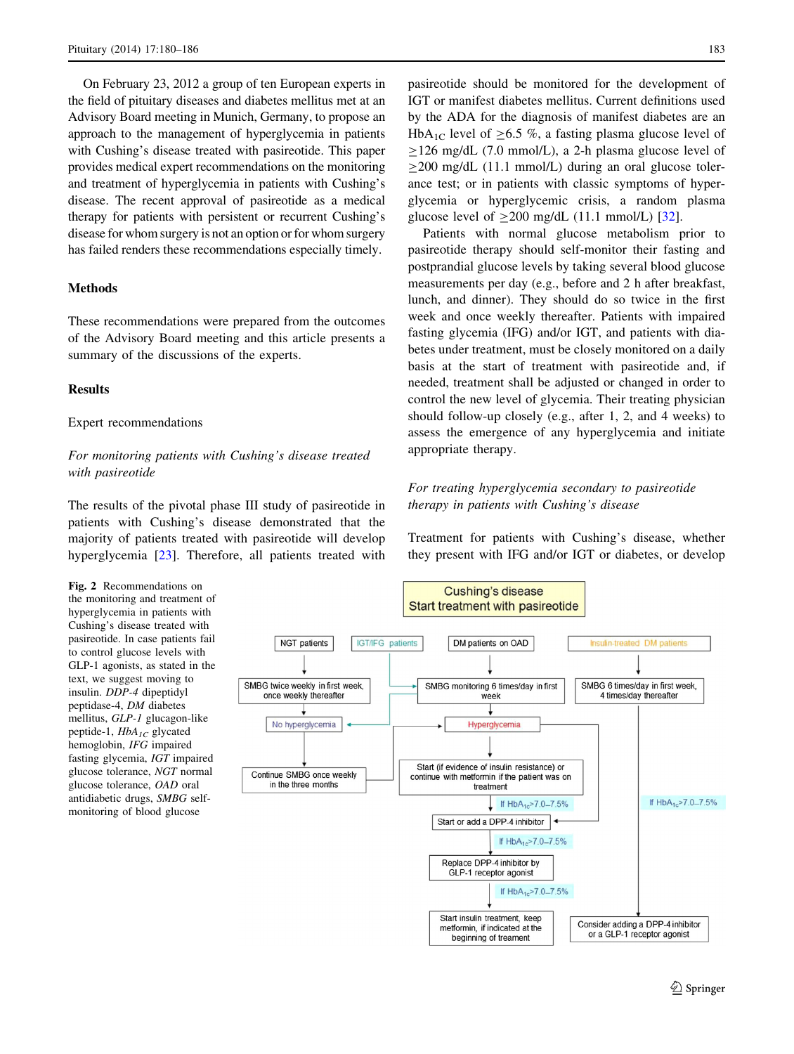On February 23, 2012 a group of ten European experts in the field of pituitary diseases and diabetes mellitus met at an Advisory Board meeting in Munich, Germany, to propose an approach to the management of hyperglycemia in patients with Cushing's disease treated with pasireotide. This paper provides medical expert recommendations on the monitoring and treatment of hyperglycemia in patients with Cushing's disease. The recent approval of pasireotide as a medical therapy for patients with persistent or recurrent Cushing's disease for whom surgery is not an option or for whom surgery has failed renders these recommendations especially timely.

## Methods

These recommendations were prepared from the outcomes of the Advisory Board meeting and this article presents a summary of the discussions of the experts.

## Results

### Expert recommendations

#### *For monitoring patients with Cushing's disease treated with pasireotide*

The results of the pivotal phase III study of pasireotide in patients with Cushing's disease demonstrated that the majority of patients treated with pasireotide will develop hyperglycemia [23]. Therefore, all patients treated with pasireotide should be monitored for the development of IGT or manifest diabetes mellitus. Current definitions used by the ADA for the diagnosis of manifest diabetes are an $HbA_{1C}$ level of $\geq$6.5 %, a fasting plasma glucose level of $\geq$126 mg/dL (7.0 mmol/L), a 2-h plasma glucose level of $\geq$200 mg/dL (11.1 mmol/L) during an oral glucose tolerance test; or in patients with classic symptoms of hyperglycemia or hyperglycemic crisis, a random plasma glucose level of $\geq$200 mg/dL (11.1 mmol/L) [32].

Patients with normal glucose metabolism prior to pasireotide therapy should self-monitor their fasting and postprandial glucose levels by taking several blood glucose measurements per day (e.g., before and 2 h after breakfast, lunch, and dinner). They should do so twice in the first week and once weekly thereafter. Patients with impaired fasting glycemia (IFG) and/or IGT, and patients with diabetes under treatment, must be closely monitored on a daily basis at the start of treatment with pasireotide and, if needed, treatment shall be adjusted or changed in order to control the new level of glycemia. Their treating physician should follow-up closely (e.g., after 1, 2, and 4 weeks) to assess the emergence of any hyperglycemia and initiate appropriate therapy.

#### *For treating hyperglycemia secondary to pasireotide therapy in patients with Cushing's disease*

Treatment for patients with Cushing's disease, whether they present with IFG and/or IGT or diabetes, or develop

**Fig. 2** Recommendations on the monitoring and treatment of hyperglycemia in patients with Cushing's disease treated with pasireotide. In case patients fail to control glucose levels with GLP-1 agonists, as stated in the text, we suggest moving to insulin. *DDP-4* dipeptidyl peptidase-4, *DM* diabetes mellitus, *GLP-1* glucagon-like peptide-1, *$HbA_{1C}$* glycated hemoglobin, *IFG* impaired fasting glycemia, *IGT* impaired glucose tolerance, *NGT* normal glucose tolerance, *OAD* oral antidiabetic drugs, *SMBG* self-monitoring of blood glucose

Cushing's disease
Start treatment with pasireotide

NGT patients → SMBG twice weekly in first week, once weekly thereafter → No hyperglycemia → Continue SMBG once weekly in the three months

IGT/IFG patients → SMBG monitoring 6 times/day in first week

DM patients on OAD → SMBG monitoring 6 times/day in first week → Hyperglycemia → Start (if evidence of insulin resistance) or continue with metformin if the patient was on treatment → If $HbA_{1c}$>7.0–7.5% → Start or add a DPP-4 inhibitor → If $HbA_{1c}$>7.0–7.5% → Replace DPP-4 inhibitor by GLP-1 receptor agonist → If $HbA_{1c}$>7.0–7.5% → Start insulin treatment, keep metformin, if indicated at the beginning of treament

Insulin-treated DM patients → SMBG 6 times/day in first week, 4 times/day thereafter → If $HbA_{1c}$>7.0–7.5% → Consider adding a DPP-4 inhibitor or a GLP-1 receptor agonist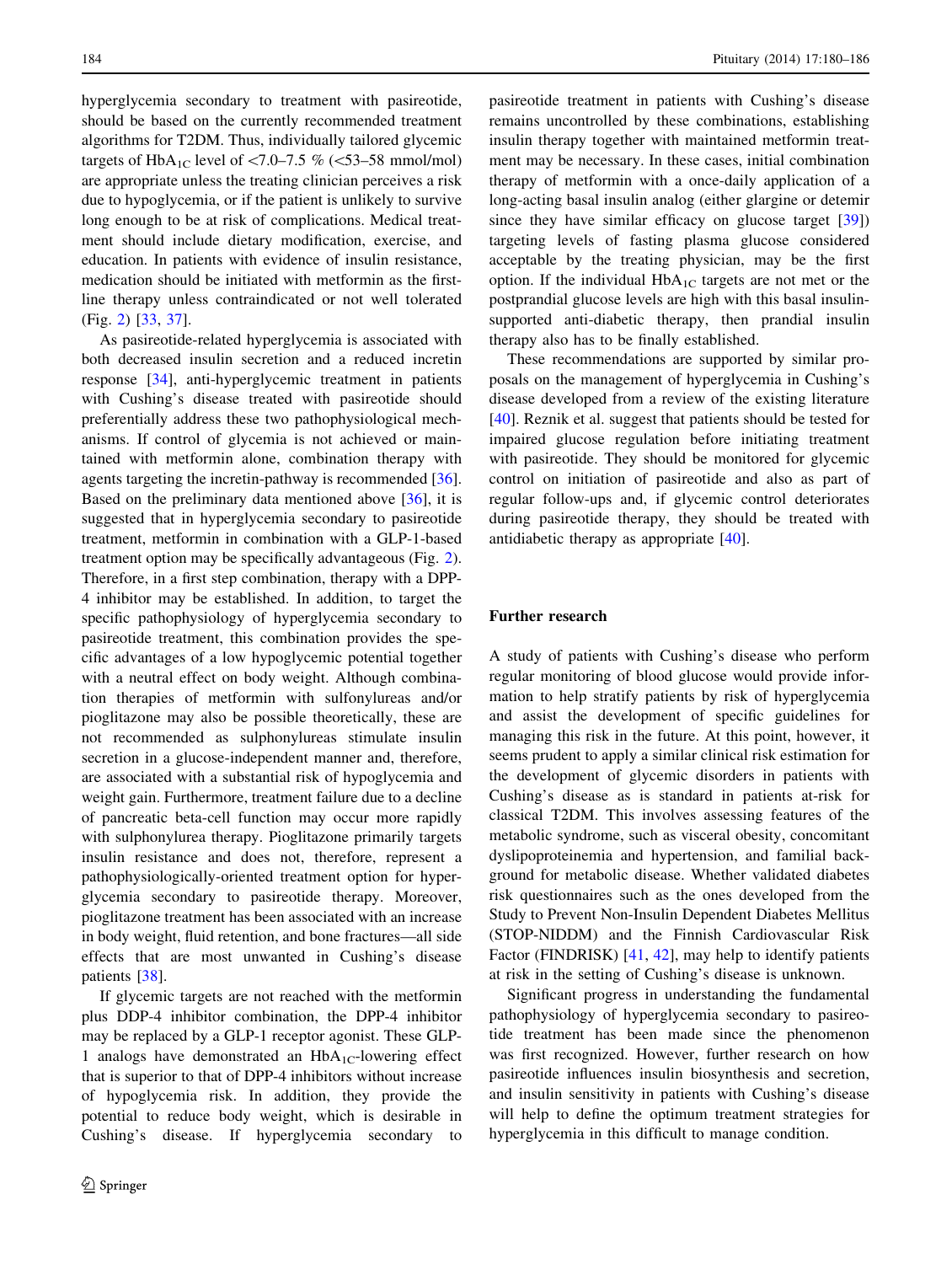hyperglycemia secondary to treatment with pasireotide, should be based on the currently recommended treatment algorithms for T2DM. Thus, individually tailored glycemic targets of $HbA_{1C}$ level of <7.0–7.5 % (<53–58 mmol/mol) are appropriate unless the treating clinician perceives a risk due to hypoglycemia, or if the patient is unlikely to survive long enough to be at risk of complications. Medical treatment should include dietary modification, exercise, and education. In patients with evidence of insulin resistance, medication should be initiated with metformin as the first-line therapy unless contraindicated or not well tolerated (Fig. 2) [33, 37].

As pasireotide-related hyperglycemia is associated with both decreased insulin secretion and a reduced incretin response [34], anti-hyperglycemic treatment in patients with Cushing's disease treated with pasireotide should preferentially address these two pathophysiological mechanisms. If control of glycemia is not achieved or maintained with metformin alone, combination therapy with agents targeting the incretin-pathway is recommended [36]. Based on the preliminary data mentioned above [36], it is suggested that in hyperglycemia secondary to pasireotide treatment, metformin in combination with a GLP-1-based treatment option may be specifically advantageous (Fig. 2). Therefore, in a first step combination, therapy with a DPP-4 inhibitor may be established. In addition, to target the specific pathophysiology of hyperglycemia secondary to pasireotide treatment, this combination provides the specific advantages of a low hypoglycemic potential together with a neutral effect on body weight. Although combination therapies of metformin with sulfonylureas and/or pioglitazone may also be possible theoretically, these are not recommended as sulphonylureas stimulate insulin secretion in a glucose-independent manner and, therefore, are associated with a substantial risk of hypoglycemia and weight gain. Furthermore, treatment failure due to a decline of pancreatic beta-cell function may occur more rapidly with sulphonylurea therapy. Pioglitazone primarily targets insulin resistance and does not, therefore, represent a pathophysiologically-oriented treatment option for hyperglycemia secondary to pasireotide therapy. Moreover, pioglitazone treatment has been associated with an increase in body weight, fluid retention, and bone fractures—all side effects that are most unwanted in Cushing's disease patients [38].

If glycemic targets are not reached with the metformin plus DDP-4 inhibitor combination, the DPP-4 inhibitor may be replaced by a GLP-1 receptor agonist. These GLP-1 analogs have demonstrated an $HbA_{1C}$-lowering effect that is superior to that of DPP-4 inhibitors without increase of hypoglycemia risk. In addition, they provide the potential to reduce body weight, which is desirable in Cushing's disease. If hyperglycemia secondary to pasireotide treatment in patients with Cushing's disease remains uncontrolled by these combinations, establishing insulin therapy together with maintained metformin treatment may be necessary. In these cases, initial combination therapy of metformin with a once-daily application of a long-acting basal insulin analog (either glargine or detemir since they have similar efficacy on glucose target [39]) targeting levels of fasting plasma glucose considered acceptable by the treating physician, may be the first option. If the individual $HbA_{1C}$ targets are not met or the postprandial glucose levels are high with this basal insulin-supported anti-diabetic therapy, then prandial insulin therapy also has to be finally established.

These recommendations are supported by similar proposals on the management of hyperglycemia in Cushing's disease developed from a review of the existing literature [40]. Reznik et al. suggest that patients should be tested for impaired glucose regulation before initiating treatment with pasireotide. They should be monitored for glycemic control on initiation of pasireotide and also as part of regular follow-ups and, if glycemic control deteriorates during pasireotide therapy, they should be treated with antidiabetic therapy as appropriate [40].

## Further research

A study of patients with Cushing's disease who perform regular monitoring of blood glucose would provide information to help stratify patients by risk of hyperglycemia and assist the development of specific guidelines for managing this risk in the future. At this point, however, it seems prudent to apply a similar clinical risk estimation for the development of glycemic disorders in patients with Cushing's disease as is standard in patients at-risk for classical T2DM. This involves assessing features of the metabolic syndrome, such as visceral obesity, concomitant dyslipoproteinemia and hypertension, and familial background for metabolic disease. Whether validated diabetes risk questionnaires such as the ones developed from the Study to Prevent Non-Insulin Dependent Diabetes Mellitus (STOP-NIDDM) and the Finnish Cardiovascular Risk Factor (FINDRISK) [41, 42], may help to identify patients at risk in the setting of Cushing's disease is unknown.

Significant progress in understanding the fundamental pathophysiology of hyperglycemia secondary to pasireotide treatment has been made since the phenomenon was first recognized. However, further research on how pasireotide influences insulin biosynthesis and secretion, and insulin sensitivity in patients with Cushing's disease will help to define the optimum treatment strategies for hyperglycemia in this difficult to manage condition.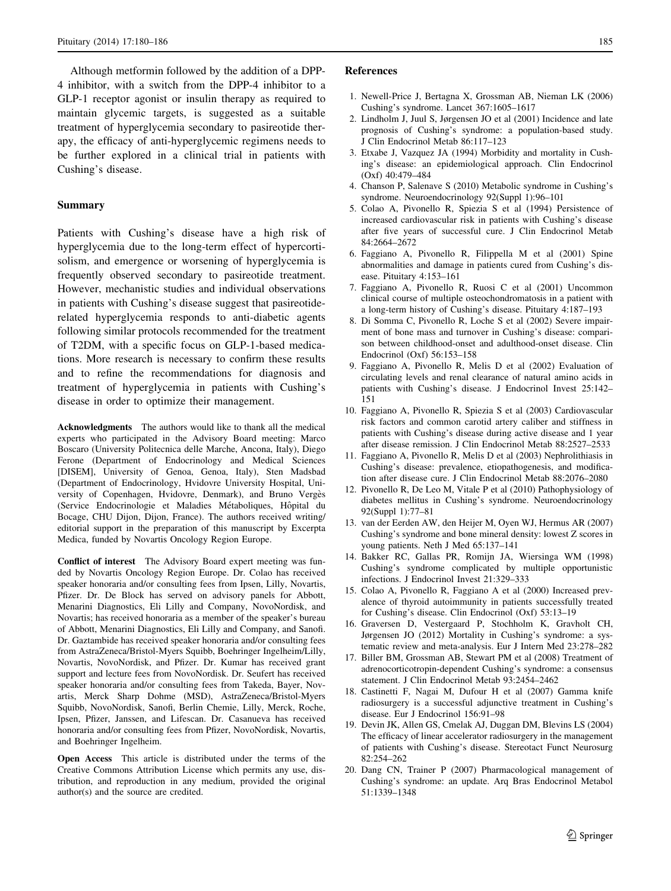Although metformin followed by the addition of a DPP-4 inhibitor, with a switch from the DPP-4 inhibitor to a GLP-1 receptor agonist or insulin therapy as required to maintain glycemic targets, is suggested as a suitable treatment of hyperglycemia secondary to pasireotide therapy, the efficacy of anti-hyperglycemic regimens needs to be further explored in a clinical trial in patients with Cushing's disease.

## Summary

Patients with Cushing's disease have a high risk of hyperglycemia due to the long-term effect of hypercortisolism, and emergence or worsening of hyperglycemia is frequently observed secondary to pasireotide treatment. However, mechanistic studies and individual observations in patients with Cushing's disease suggest that pasireotide-related hyperglycemia responds to anti-diabetic agents following similar protocols recommended for the treatment of T2DM, with a specific focus on GLP-1-based medications. More research is necessary to confirm these results and to refine the recommendations for diagnosis and treatment of hyperglycemia in patients with Cushing's disease in order to optimize their management.

**Acknowledgments** The authors would like to thank all the medical experts who participated in the Advisory Board meeting: Marco Boscaro (University Politecnica delle Marche, Ancona, Italy), Diego Ferone (Department of Endocrinology and Medical Sciences [DISEM], University of Genoa, Genoa, Italy), Sten Madsbad (Department of Endocrinology, Hvidovre University Hospital, University of Copenhagen, Hvidovre, Denmark), and Bruno Vergès (Service Endocrinologie et Maladies Métaboliques, Hôpital du Bocage, CHU Dijon, Dijon, France). The authors received writing/editorial support in the preparation of this manuscript by Excerpta Medica, funded by Novartis Oncology Region Europe.

**Conflict of interest** The Advisory Board expert meeting was funded by Novartis Oncology Region Europe. Dr. Colao has received speaker honoraria and/or consulting fees from Ipsen, Lilly, Novartis, Pfizer. Dr. De Block has served on advisory panels for Abbott, Menarini Diagnostics, Eli Lilly and Company, NovoNordisk, and Novartis; has received honoraria as a member of the speaker's bureau of Abbott, Menarini Diagnostics, Eli Lilly and Company, and Sanofi. Dr. Gaztambide has received speaker honoraria and/or consulting fees from AstraZeneca/Bristol-Myers Squibb, Boehringer Ingelheim/Lilly, Novartis, NovoNordisk, and Pfizer. Dr. Kumar has received grant support and lecture fees from NovoNordisk. Dr. Seufert has received speaker honoraria and/or consulting fees from Takeda, Bayer, Novartis, Merck Sharp Dohme (MSD), AstraZeneca/Bristol-Myers Squibb, NovoNordisk, Sanofi, Berlin Chemie, Lilly, Merck, Roche, Ipsen, Pfizer, Janssen, and Lifescan. Dr. Casanueva has received honoraria and/or consulting fees from Pfizer, NovoNordisk, Novartis, and Boehringer Ingelheim.

**Open Access** This article is distributed under the terms of the Creative Commons Attribution License which permits any use, distribution, and reproduction in any medium, provided the original author(s) and the source are credited.

## References

1. Newell-Price J, Bertagna X, Grossman AB, Nieman LK (2006) Cushing's syndrome. Lancet 367:1605–1617
2. Lindholm J, Juul S, Jørgensen JO et al (2001) Incidence and late prognosis of Cushing's syndrome: a population-based study. J Clin Endocrinol Metab 86:117–123
3. Etxabe J, Vazquez JA (1994) Morbidity and mortality in Cushing's disease: an epidemiological approach. Clin Endocrinol (Oxf) 40:479–484
4. Chanson P, Salenave S (2010) Metabolic syndrome in Cushing's syndrome. Neuroendocrinology 92(Suppl 1):96–101
5. Colao A, Pivonello R, Spiezia S et al (1994) Persistence of increased cardiovascular risk in patients with Cushing's disease after five years of successful cure. J Clin Endocrinol Metab 84:2664–2672
6. Faggiano A, Pivonello R, Filippella M et al (2001) Spine abnormalities and damage in patients cured from Cushing's disease. Pituitary 4:153–161
7. Faggiano A, Pivonello R, Ruosi C et al (2001) Uncommon clinical course of multiple osteochondromatosis in a patient with a long-term history of Cushing's disease. Pituitary 4:187–193
8. Di Somma C, Pivonello R, Loche S et al (2002) Severe impairment of bone mass and turnover in Cushing's disease: comparison between childhood-onset and adulthood-onset disease. Clin Endocrinol (Oxf) 56:153–158
9. Faggiano A, Pivonello R, Melis D et al (2002) Evaluation of circulating levels and renal clearance of natural amino acids in patients with Cushing's disease. J Endocrinol Invest 25:142–151
10. Faggiano A, Pivonello R, Spiezia S et al (2003) Cardiovascular risk factors and common carotid artery caliber and stiffness in patients with Cushing's disease during active disease and 1 year after disease remission. J Clin Endocrinol Metab 88:2527–2533
11. Faggiano A, Pivonello R, Melis D et al (2003) Nephrolithiasis in Cushing's disease: prevalence, etiopathogenesis, and modification after disease cure. J Clin Endocrinol Metab 88:2076–2080
12. Pivonello R, De Leo M, Vitale P et al (2010) Pathophysiology of diabetes mellitus in Cushing's syndrome. Neuroendocrinology 92(Suppl 1):77–81
13. van der Eerden AW, den Heijer M, Oyen WJ, Hermus AR (2007) Cushing's syndrome and bone mineral density: lowest Z scores in young patients. Neth J Med 65:137–141
14. Bakker RC, Gallas PR, Romijn JA, Wiersinga WM (1998) Cushing's syndrome complicated by multiple opportunistic infections. J Endocrinol Invest 21:329–333
15. Colao A, Pivonello R, Faggiano A et al (2000) Increased prevalence of thyroid autoimmunity in patients successfully treated for Cushing's disease. Clin Endocrinol (Oxf) 53:13–19
16. Graversen D, Vestergaard P, Stochholm K, Gravholt CH, Jørgensen JO (2012) Mortality in Cushing's syndrome: a systematic review and meta-analysis. Eur J Intern Med 23:278–282
17. Biller BM, Grossman AB, Stewart PM et al (2008) Treatment of adrenocorticotropin-dependent Cushing's syndrome: a consensus statement. J Clin Endocrinol Metab 93:2454–2462
18. Castinetti F, Nagai M, Dufour H et al (2007) Gamma knife radiosurgery is a successful adjunctive treatment in Cushing's disease. Eur J Endocrinol 156:91–98
19. Devin JK, Allen GS, Cmelak AJ, Duggan DM, Blevins LS (2004) The efficacy of linear accelerator radiosurgery in the management of patients with Cushing's disease. Stereotact Funct Neurosurg 82:254–262
20. Dang CN, Trainer P (2007) Pharmacological management of Cushing's syndrome: an update. Arq Bras Endocrinol Metabol 51:1339–1348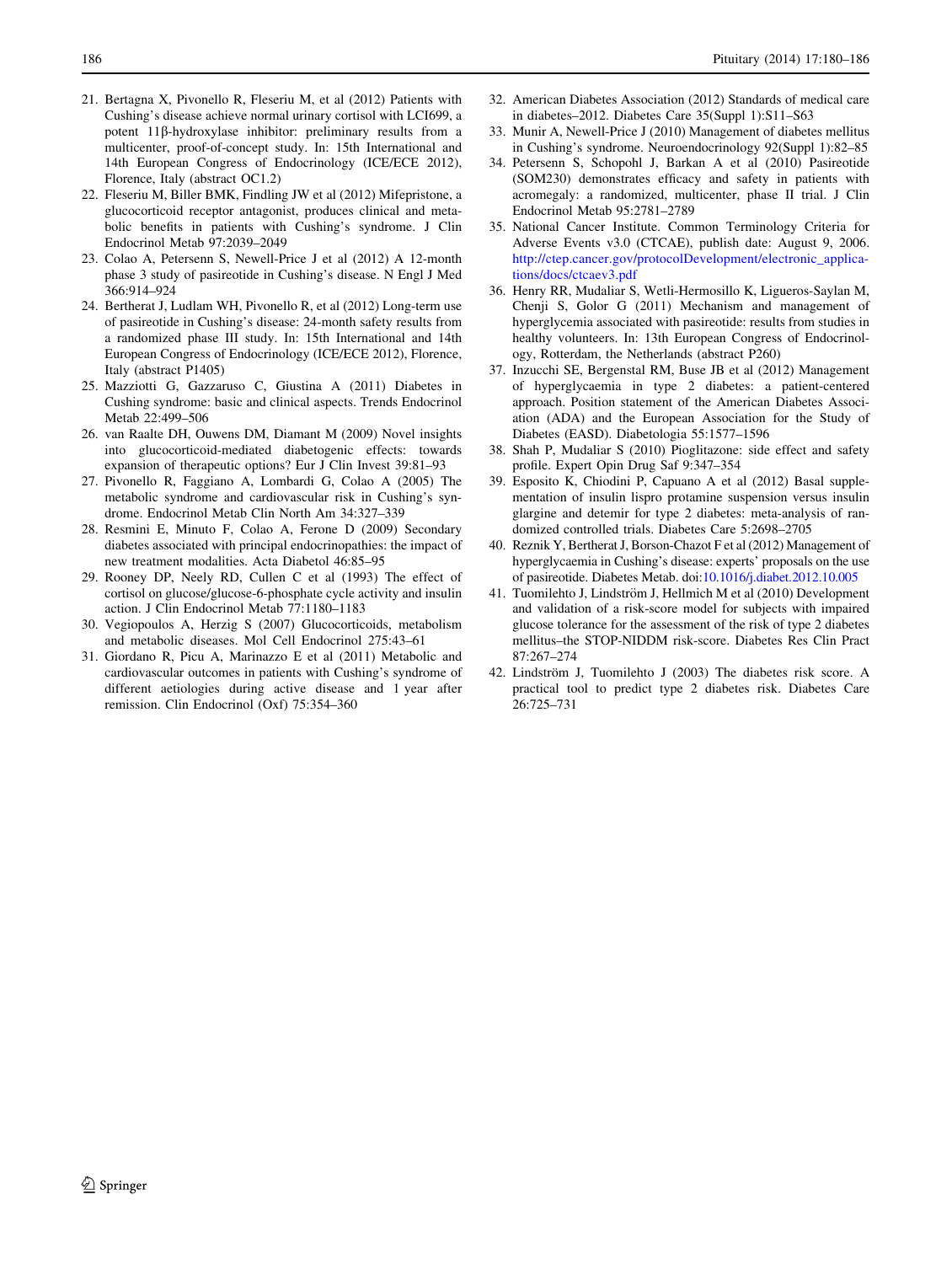21. Bertagna X, Pivonello R, Fleseriu M, et al (2012) Patients with Cushing's disease achieve normal urinary cortisol with LCI699, a potent 11β-hydroxylase inhibitor: preliminary results from a multicenter, proof-of-concept study. In: 15th International and 14th European Congress of Endocrinology (ICE/ECE 2012), Florence, Italy (abstract OC1.2)
22. Fleseriu M, Biller BMK, Findling JW et al (2012) Mifepristone, a glucocorticoid receptor antagonist, produces clinical and metabolic benefits in patients with Cushing's syndrome. J Clin Endocrinol Metab 97:2039–2049
23. Colao A, Petersenn S, Newell-Price J et al (2012) A 12-month phase 3 study of pasireotide in Cushing's disease. N Engl J Med 366:914–924
24. Bertherat J, Ludlam WH, Pivonello R, et al (2012) Long-term use of pasireotide in Cushing's disease: 24-month safety results from a randomized phase III study. In: 15th International and 14th European Congress of Endocrinology (ICE/ECE 2012), Florence, Italy (abstract P1405)
25. Mazziotti G, Gazzaruso C, Giustina A (2011) Diabetes in Cushing syndrome: basic and clinical aspects. Trends Endocrinol Metab 22:499–506
26. van Raalte DH, Ouwens DM, Diamant M (2009) Novel insights into glucocorticoid-mediated diabetogenic effects: towards expansion of therapeutic options? Eur J Clin Invest 39:81–93
27. Pivonello R, Faggiano A, Lombardi G, Colao A (2005) The metabolic syndrome and cardiovascular risk in Cushing's syndrome. Endocrinol Metab Clin North Am 34:327–339
28. Resmini E, Minuto F, Colao A, Ferone D (2009) Secondary diabetes associated with principal endocrinopathies: the impact of new treatment modalities. Acta Diabetol 46:85–95
29. Rooney DP, Neely RD, Cullen C et al (1993) The effect of cortisol on glucose/glucose-6-phosphate cycle activity and insulin action. J Clin Endocrinol Metab 77:1180–1183
30. Vegiopoulos A, Herzig S (2007) Glucocorticoids, metabolism and metabolic diseases. Mol Cell Endocrinol 275:43–61
31. Giordano R, Picu A, Marinazzo E et al (2011) Metabolic and cardiovascular outcomes in patients with Cushing's syndrome of different aetiologies during active disease and 1 year after remission. Clin Endocrinol (Oxf) 75:354–360
32. American Diabetes Association (2012) Standards of medical care in diabetes–2012. Diabetes Care 35(Suppl 1):S11–S63
33. Munir A, Newell-Price J (2010) Management of diabetes mellitus in Cushing's syndrome. Neuroendocrinology 92(Suppl 1):82–85
34. Petersenn S, Schopohl J, Barkan A et al (2010) Pasireotide (SOM230) demonstrates efficacy and safety in patients with acromegaly: a randomized, multicenter, phase II trial. J Clin Endocrinol Metab 95:2781–2789
35. National Cancer Institute. Common Terminology Criteria for Adverse Events v3.0 (CTCAE), publish date: August 9, 2006. http://ctep.cancer.gov/protocolDevelopment/electronic_applications/docs/ctcaev3.pdf
36. Henry RR, Mudaliar S, Wetli-Hermosillo K, Ligueros-Saylan M, Chenji S, Golor G (2011) Mechanism and management of hyperglycemia associated with pasireotide: results from studies in healthy volunteers. In: 13th European Congress of Endocrinology, Rotterdam, the Netherlands (abstract P260)
37. Inzucchi SE, Bergenstal RM, Buse JB et al (2012) Management of hyperglycaemia in type 2 diabetes: a patient-centered approach. Position statement of the American Diabetes Association (ADA) and the European Association for the Study of Diabetes (EASD). Diabetologia 55:1577–1596
38. Shah P, Mudaliar S (2010) Pioglitazone: side effect and safety profile. Expert Opin Drug Saf 9:347–354
39. Esposito K, Chiodini P, Capuano A et al (2012) Basal supplementation of insulin lispro protamine suspension versus insulin glargine and detemir for type 2 diabetes: meta-analysis of randomized controlled trials. Diabetes Care 5:2698–2705
40. Reznik Y, Bertherat J, Borson-Chazot F et al (2012) Management of hyperglycaemia in Cushing's disease: experts' proposals on the use of pasireotide. Diabetes Metab. doi:10.1016/j.diabet.2012.10.005
41. Tuomilehto J, Lindström J, Hellmich M et al (2010) Development and validation of a risk-score model for subjects with impaired glucose tolerance for the assessment of the risk of type 2 diabetes mellitus–the STOP-NIDDM risk-score. Diabetes Res Clin Pract 87:267–274
42. Lindström J, Tuomilehto J (2003) The diabetes risk score. A practical tool to predict type 2 diabetes risk. Diabetes Care 26:725–731